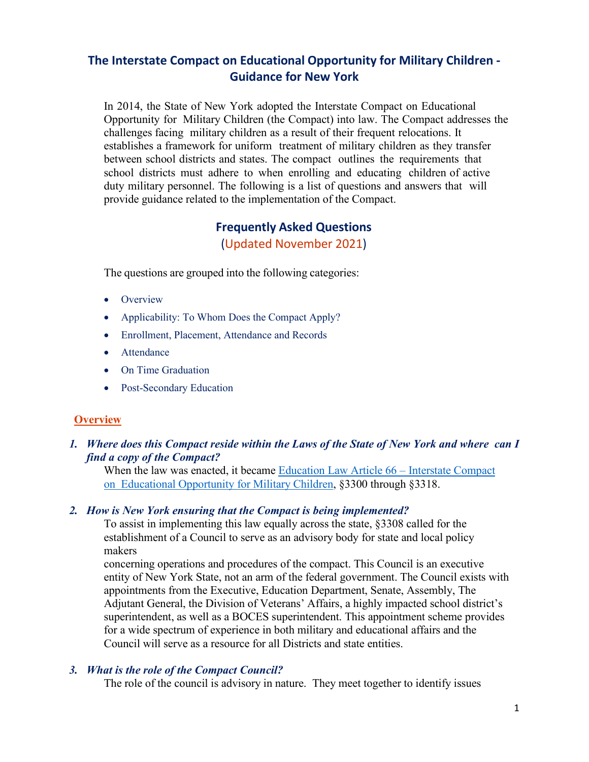# The Interstate Compact on Educational Opportunity for Military Children - Guidance for New York

In 2014, the State of New York adopted the Interstate Compact on Educational Opportunity for Military Children (the Compact) into law. The Compact addresses the challenges facing military children as a result of their frequent relocations. It establishes a framework for uniform treatment of military children as they transfer between school districts and states. The compact outlines the requirements that school districts must adhere to when enrolling and educating children of active duty military personnel. The following is a list of questions and answers that will provide guidance related to the implementation of the Compact.

## Frequently Asked Questions

(Updated November 2021)

The questions are grouped into the following categories:

- Overview
- Applicability: To Whom Does the Compact Apply?
- Enrollment, Placement, Attendance and Records
- Attendance
- On Time Graduation
- Post-Secondary Education

### Overview

1. ***Where does this Compact reside within the Laws of the State of New York and where can I find a copy of the Compact?***

   When the law was enacted, it became Education Law Article 66 – Interstate Compact on Educational Opportunity for Military Children, §3300 through §3318.

2. ***How is New York ensuring that the Compact is being implemented?***

   To assist in implementing this law equally across the state, §3308 called for the establishment of a Council to serve as an advisory body for state and local policy makers concerning operations and procedures of the compact. This Council is an executive entity of New York State, not an arm of the federal government. The Council exists with appointments from the Executive, Education Department, Senate, Assembly, The Adjutant General, the Division of Veterans' Affairs, a highly impacted school district's superintendent, as well as a BOCES superintendent. This appointment scheme provides for a wide spectrum of experience in both military and educational affairs and the Council will serve as a resource for all Districts and state entities.

3. ***What is the role of the Compact Council?***

   The role of the council is advisory in nature. They meet together to identify issues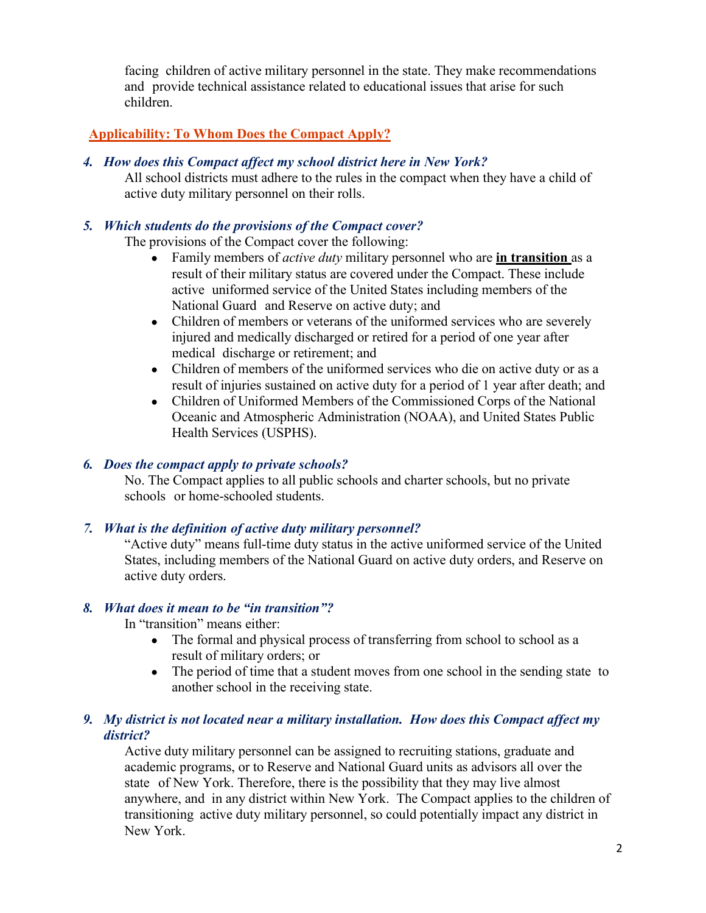facing children of active military personnel in the state. They make recommendations and provide technical assistance related to educational issues that arise for such children.

## Applicability: To Whom Does the Compact Apply?

### *4. How does this Compact affect my school district here in New York?*

All school districts must adhere to the rules in the compact when they have a child of active duty military personnel on their rolls.

### *5. Which students do the provisions of the Compact cover?*

The provisions of the Compact cover the following:

- Family members of *active duty* military personnel who are **in transition** as a result of their military status are covered under the Compact. These include active uniformed service of the United States including members of the National Guard and Reserve on active duty; and
- Children of members or veterans of the uniformed services who are severely injured and medically discharged or retired for a period of one year after medical discharge or retirement; and
- Children of members of the uniformed services who die on active duty or as a result of injuries sustained on active duty for a period of 1 year after death; and
- Children of Uniformed Members of the Commissioned Corps of the National Oceanic and Atmospheric Administration (NOAA), and United States Public Health Services (USPHS).

### *6. Does the compact apply to private schools?*

No. The Compact applies to all public schools and charter schools, but no private schools or home-schooled students.

### *7. What is the definition of active duty military personnel?*

"Active duty" means full-time duty status in the active uniformed service of the United States, including members of the National Guard on active duty orders, and Reserve on active duty orders.

### *8. What does it mean to be "in transition"?*

In "transition" means either:

- The formal and physical process of transferring from school to school as a result of military orders; or
- The period of time that a student moves from one school in the sending state to another school in the receiving state.

### *9. My district is not located near a military installation. How does this Compact affect my district?*

Active duty military personnel can be assigned to recruiting stations, graduate and academic programs, or to Reserve and National Guard units as advisors all over the state of New York. Therefore, there is the possibility that they may live almost anywhere, and in any district within New York. The Compact applies to the children of transitioning active duty military personnel, so could potentially impact any district in New York.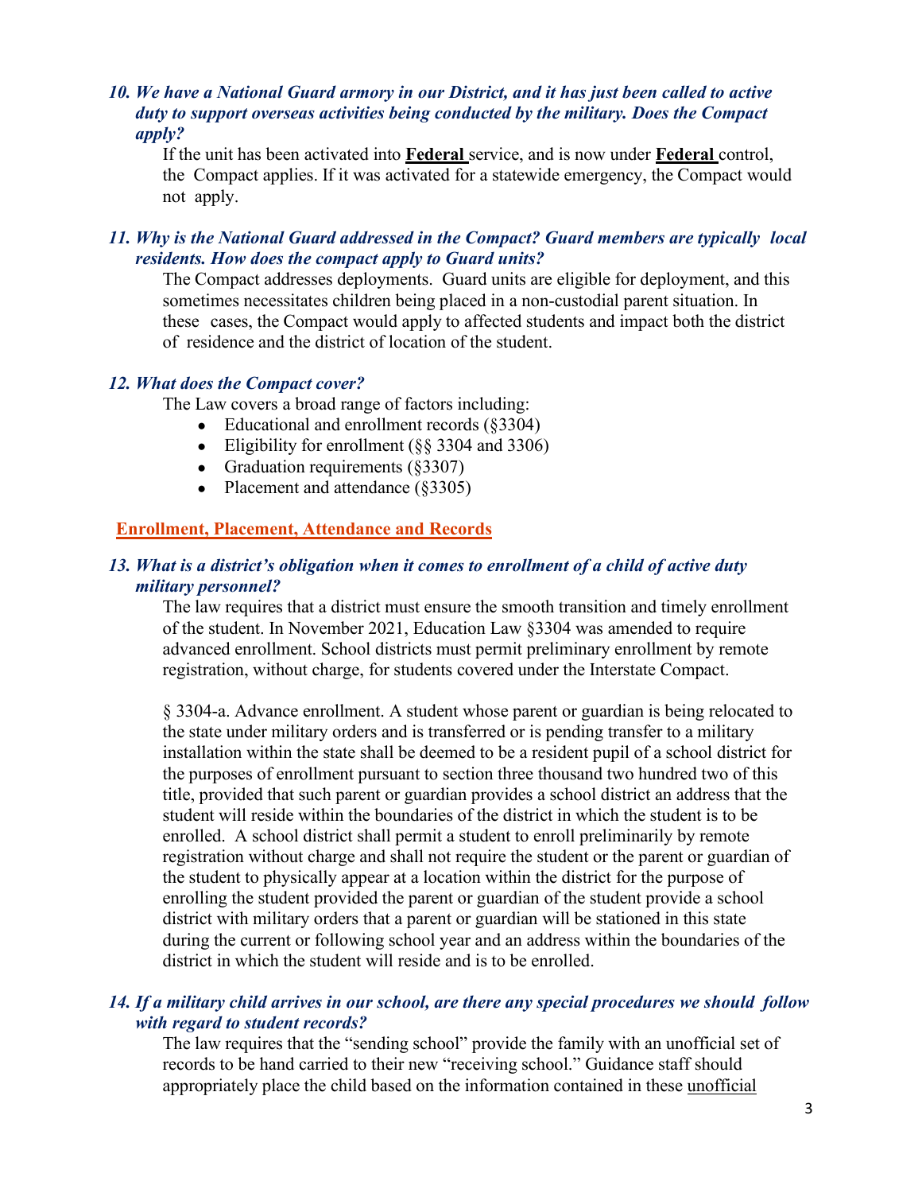***10. We have a National Guard armory in our District, and it has just been called to active duty to support overseas activities being conducted by the military. Does the Compact apply?***

If the unit has been activated into **Federal** service, and is now under **Federal** control, the Compact applies. If it was activated for a statewide emergency, the Compact would not apply.

***11. Why is the National Guard addressed in the Compact? Guard members are typically local residents. How does the compact apply to Guard units?***

The Compact addresses deployments. Guard units are eligible for deployment, and this sometimes necessitates children being placed in a non-custodial parent situation. In these cases, the Compact would apply to affected students and impact both the district of residence and the district of location of the student.

***12. What does the Compact cover?***

The Law covers a broad range of factors including:

- Educational and enrollment records (§3304)
- Eligibility for enrollment (§§ 3304 and 3306)
- Graduation requirements (§3307)
- Placement and attendance (§3305)

## Enrollment, Placement, Attendance and Records

***13. What is a district's obligation when it comes to enrollment of a child of active duty military personnel?***

The law requires that a district must ensure the smooth transition and timely enrollment of the student. In November 2021, Education Law §3304 was amended to require advanced enrollment. School districts must permit preliminary enrollment by remote registration, without charge, for students covered under the Interstate Compact.

§ 3304-a. Advance enrollment. A student whose parent or guardian is being relocated to the state under military orders and is transferred or is pending transfer to a military installation within the state shall be deemed to be a resident pupil of a school district for the purposes of enrollment pursuant to section three thousand two hundred two of this title, provided that such parent or guardian provides a school district an address that the student will reside within the boundaries of the district in which the student is to be enrolled. A school district shall permit a student to enroll preliminarily by remote registration without charge and shall not require the student or the parent or guardian of the student to physically appear at a location within the district for the purpose of enrolling the student provided the parent or guardian of the student provide a school district with military orders that a parent or guardian will be stationed in this state during the current or following school year and an address within the boundaries of the district in which the student will reside and is to be enrolled.

***14. If a military child arrives in our school, are there any special procedures we should follow with regard to student records?***

The law requires that the "sending school" provide the family with an unofficial set of records to be hand carried to their new "receiving school." Guidance staff should appropriately place the child based on the information contained in these unofficial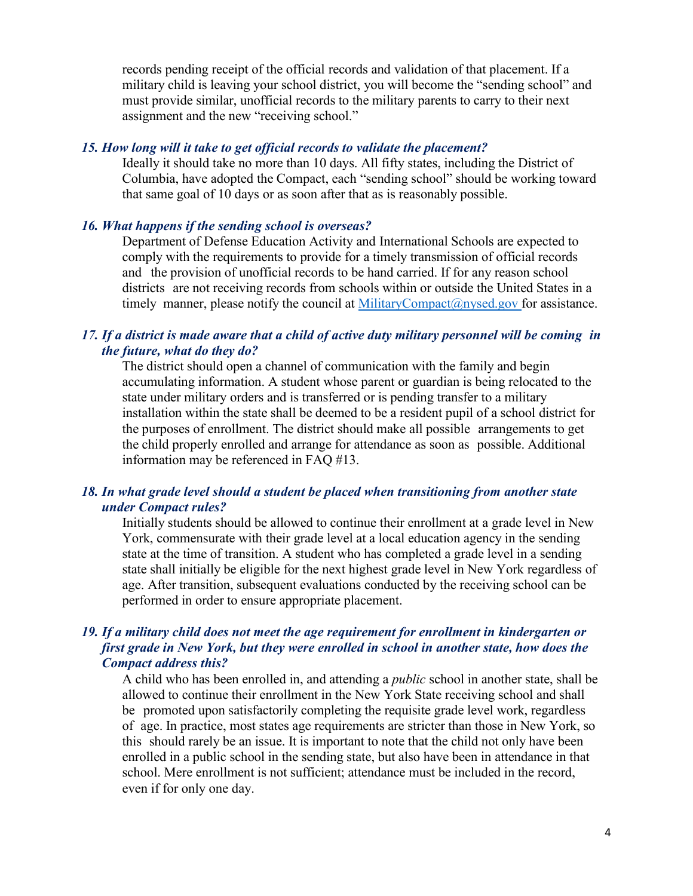records pending receipt of the official records and validation of that placement. If a military child is leaving your school district, you will become the "sending school" and must provide similar, unofficial records to the military parents to carry to their next assignment and the new "receiving school."

### *15. How long will it take to get official records to validate the placement?*

Ideally it should take no more than 10 days. All fifty states, including the District of Columbia, have adopted the Compact, each "sending school" should be working toward that same goal of 10 days or as soon after that as is reasonably possible.

### *16. What happens if the sending school is overseas?*

Department of Defense Education Activity and International Schools are expected to comply with the requirements to provide for a timely transmission of official records and the provision of unofficial records to be hand carried. If for any reason school districts are not receiving records from schools within or outside the United States in a timely manner, please notify the council at [MilitaryCompact@nysed.gov](mailto:MilitaryCompact@nysed.gov) for assistance.

### *17. If a district is made aware that a child of active duty military personnel will be coming in the future, what do they do?*

The district should open a channel of communication with the family and begin accumulating information. A student whose parent or guardian is being relocated to the state under military orders and is transferred or is pending transfer to a military installation within the state shall be deemed to be a resident pupil of a school district for the purposes of enrollment. The district should make all possible arrangements to get the child properly enrolled and arrange for attendance as soon as possible. Additional information may be referenced in FAQ #13.

### *18. In what grade level should a student be placed when transitioning from another state under Compact rules?*

Initially students should be allowed to continue their enrollment at a grade level in New York, commensurate with their grade level at a local education agency in the sending state at the time of transition. A student who has completed a grade level in a sending state shall initially be eligible for the next highest grade level in New York regardless of age. After transition, subsequent evaluations conducted by the receiving school can be performed in order to ensure appropriate placement.

### *19. If a military child does not meet the age requirement for enrollment in kindergarten or first grade in New York, but they were enrolled in school in another state, how does the Compact address this?*

A child who has been enrolled in, and attending a *public* school in another state, shall be allowed to continue their enrollment in the New York State receiving school and shall be promoted upon satisfactorily completing the requisite grade level work, regardless of age. In practice, most states age requirements are stricter than those in New York, so this should rarely be an issue. It is important to note that the child not only have been enrolled in a public school in the sending state, but also have been in attendance in that school. Mere enrollment is not sufficient; attendance must be included in the record, even if for only one day.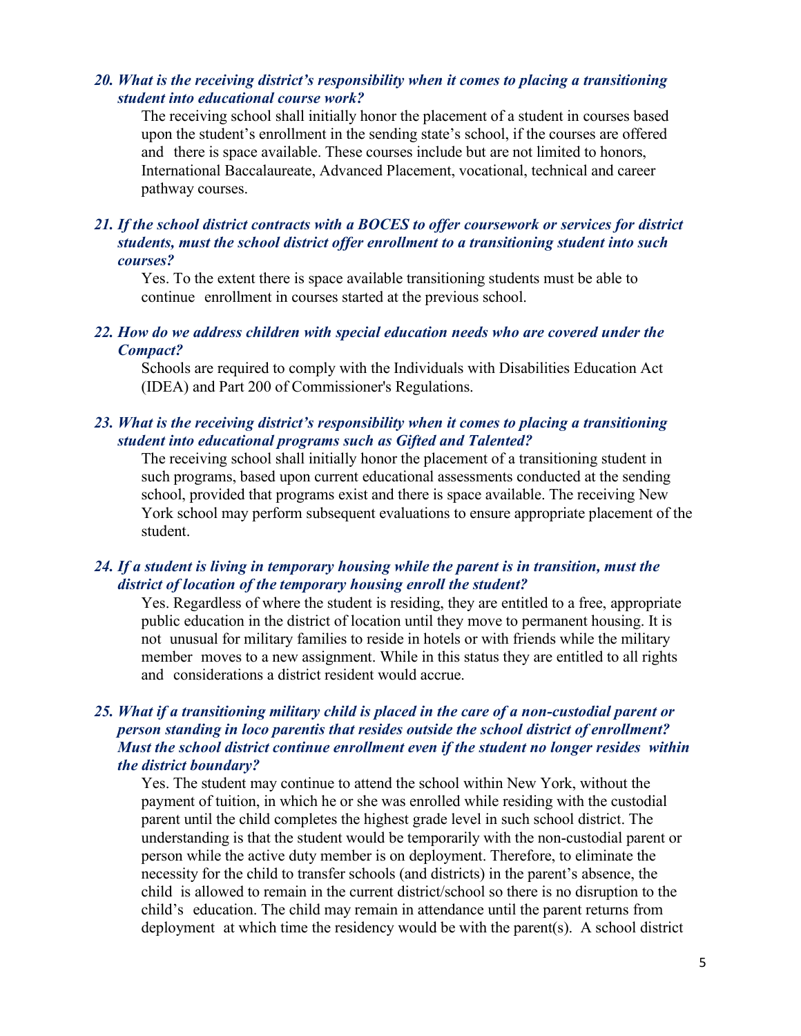***20. What is the receiving district's responsibility when it comes to placing a transitioning student into educational course work?***

The receiving school shall initially honor the placement of a student in courses based upon the student's enrollment in the sending state's school, if the courses are offered and there is space available. These courses include but are not limited to honors, International Baccalaureate, Advanced Placement, vocational, technical and career pathway courses.

***21. If the school district contracts with a BOCES to offer coursework or services for district students, must the school district offer enrollment to a transitioning student into such courses?***

Yes. To the extent there is space available transitioning students must be able to continue enrollment in courses started at the previous school.

***22. How do we address children with special education needs who are covered under the Compact?***

Schools are required to comply with the Individuals with Disabilities Education Act (IDEA) and Part 200 of Commissioner's Regulations.

***23. What is the receiving district's responsibility when it comes to placing a transitioning student into educational programs such as Gifted and Talented?***

The receiving school shall initially honor the placement of a transitioning student in such programs, based upon current educational assessments conducted at the sending school, provided that programs exist and there is space available. The receiving New York school may perform subsequent evaluations to ensure appropriate placement of the student.

***24. If a student is living in temporary housing while the parent is in transition, must the district of location of the temporary housing enroll the student?***

Yes. Regardless of where the student is residing, they are entitled to a free, appropriate public education in the district of location until they move to permanent housing. It is not unusual for military families to reside in hotels or with friends while the military member moves to a new assignment. While in this status they are entitled to all rights and considerations a district resident would accrue.

***25. What if a transitioning military child is placed in the care of a non-custodial parent or person standing in loco parentis that resides outside the school district of enrollment? Must the school district continue enrollment even if the student no longer resides within the district boundary?***

Yes. The student may continue to attend the school within New York, without the payment of tuition, in which he or she was enrolled while residing with the custodial parent until the child completes the highest grade level in such school district. The understanding is that the student would be temporarily with the non-custodial parent or person while the active duty member is on deployment. Therefore, to eliminate the necessity for the child to transfer schools (and districts) in the parent's absence, the child is allowed to remain in the current district/school so there is no disruption to the child's education. The child may remain in attendance until the parent returns from deployment at which time the residency would be with the parent(s). A school district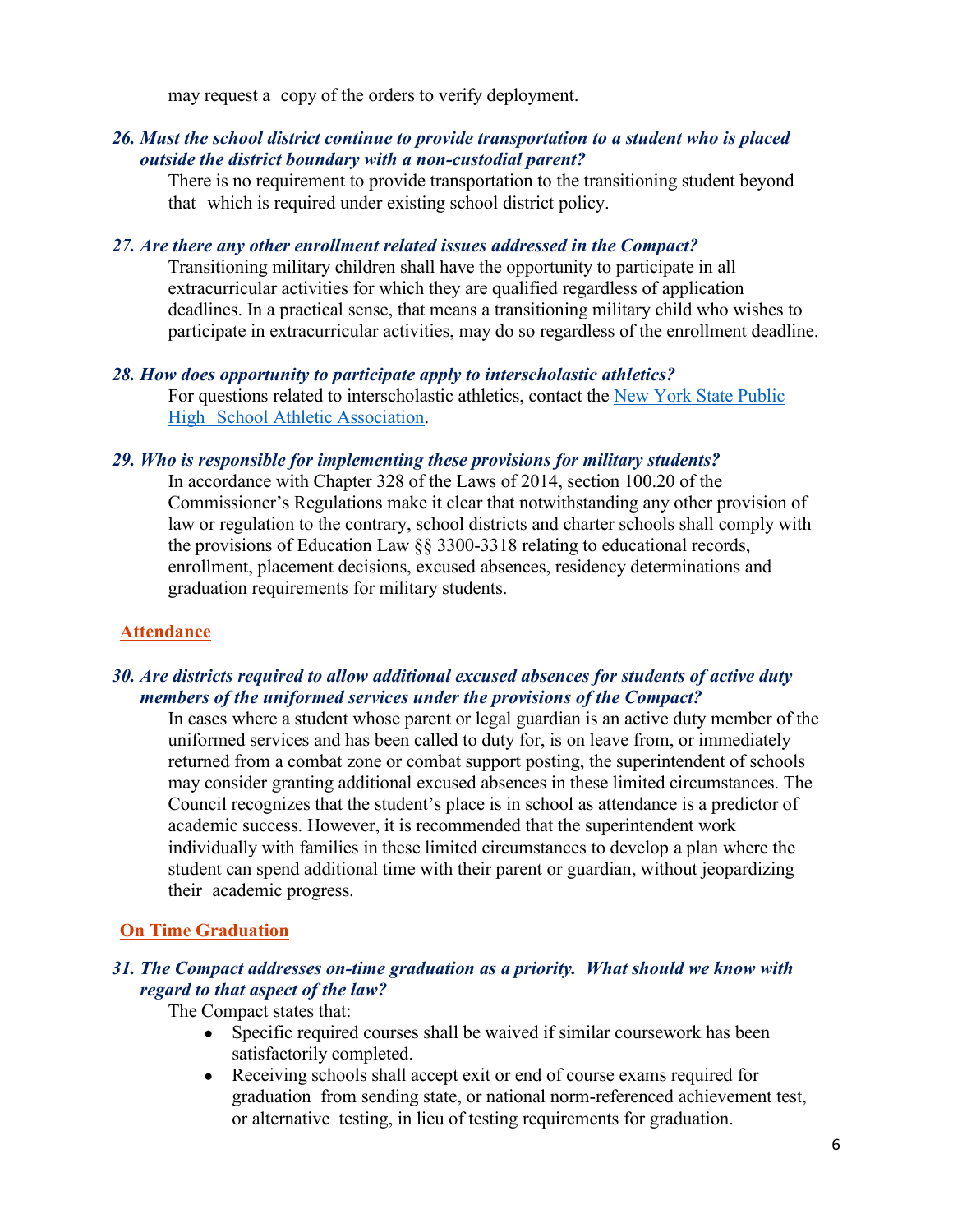may request a copy of the orders to verify deployment.

***26. Must the school district continue to provide transportation to a student who is placed outside the district boundary with a non-custodial parent?***

There is no requirement to provide transportation to the transitioning student beyond that which is required under existing school district policy.

***27. Are there any other enrollment related issues addressed in the Compact?***

Transitioning military children shall have the opportunity to participate in all extracurricular activities for which they are qualified regardless of application deadlines. In a practical sense, that means a transitioning military child who wishes to participate in extracurricular activities, may do so regardless of the enrollment deadline.

***28. How does opportunity to participate apply to interscholastic athletics?***

For questions related to interscholastic athletics, contact the New York State Public High School Athletic Association.

***29. Who is responsible for implementing these provisions for military students?***

In accordance with Chapter 328 of the Laws of 2014, section 100.20 of the Commissioner's Regulations make it clear that notwithstanding any other provision of law or regulation to the contrary, school districts and charter schools shall comply with the provisions of Education Law §§ 3300-3318 relating to educational records, enrollment, placement decisions, excused absences, residency determinations and graduation requirements for military students.

## Attendance

***30. Are districts required to allow additional excused absences for students of active duty members of the uniformed services under the provisions of the Compact?***

In cases where a student whose parent or legal guardian is an active duty member of the uniformed services and has been called to duty for, is on leave from, or immediately returned from a combat zone or combat support posting, the superintendent of schools may consider granting additional excused absences in these limited circumstances. The Council recognizes that the student's place is in school as attendance is a predictor of academic success. However, it is recommended that the superintendent work individually with families in these limited circumstances to develop a plan where the student can spend additional time with their parent or guardian, without jeopardizing their academic progress.

## On Time Graduation

***31. The Compact addresses on-time graduation as a priority. What should we know with regard to that aspect of the law?***

The Compact states that:

- Specific required courses shall be waived if similar coursework has been satisfactorily completed.
- Receiving schools shall accept exit or end of course exams required for graduation from sending state, or national norm-referenced achievement test, or alternative testing, in lieu of testing requirements for graduation.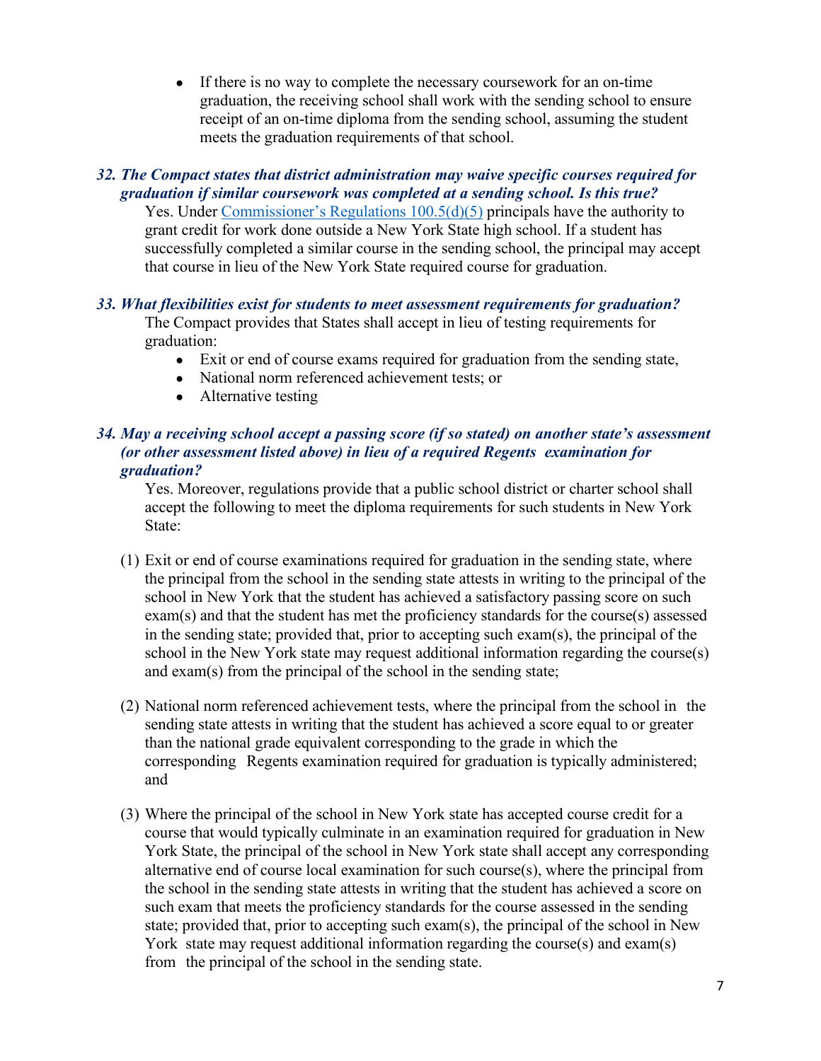- If there is no way to complete the necessary coursework for an on-time graduation, the receiving school shall work with the sending school to ensure receipt of an on-time diploma from the sending school, assuming the student meets the graduation requirements of that school.

***32. The Compact states that district administration may waive specific courses required for graduation if similar coursework was completed at a sending school. Is this true?***

Yes. Under [Commissioner's Regulations 100.5(d)(5)]() principals have the authority to grant credit for work done outside a New York State high school. If a student has successfully completed a similar course in the sending school, the principal may accept that course in lieu of the New York State required course for graduation.

***33. What flexibilities exist for students to meet assessment requirements for graduation?***

The Compact provides that States shall accept in lieu of testing requirements for graduation:

- Exit or end of course exams required for graduation from the sending state,
- National norm referenced achievement tests; or
- Alternative testing

***34. May a receiving school accept a passing score (if so stated) on another state's assessment (or other assessment listed above) in lieu of a required Regents examination for graduation?***

Yes. Moreover, regulations provide that a public school district or charter school shall accept the following to meet the diploma requirements for such students in New York State:

(1) Exit or end of course examinations required for graduation in the sending state, where the principal from the school in the sending state attests in writing to the principal of the school in New York that the student has achieved a satisfactory passing score on such exam(s) and that the student has met the proficiency standards for the course(s) assessed in the sending state; provided that, prior to accepting such exam(s), the principal of the school in the New York state may request additional information regarding the course(s) and exam(s) from the principal of the school in the sending state;

(2) National norm referenced achievement tests, where the principal from the school in the sending state attests in writing that the student has achieved a score equal to or greater than the national grade equivalent corresponding to the grade in which the corresponding Regents examination required for graduation is typically administered; and

(3) Where the principal of the school in New York state has accepted course credit for a course that would typically culminate in an examination required for graduation in New York State, the principal of the school in New York state shall accept any corresponding alternative end of course local examination for such course(s), where the principal from the school in the sending state attests in writing that the student has achieved a score on such exam that meets the proficiency standards for the course assessed in the sending state; provided that, prior to accepting such exam(s), the principal of the school in New York state may request additional information regarding the course(s) and exam(s) from the principal of the school in the sending state.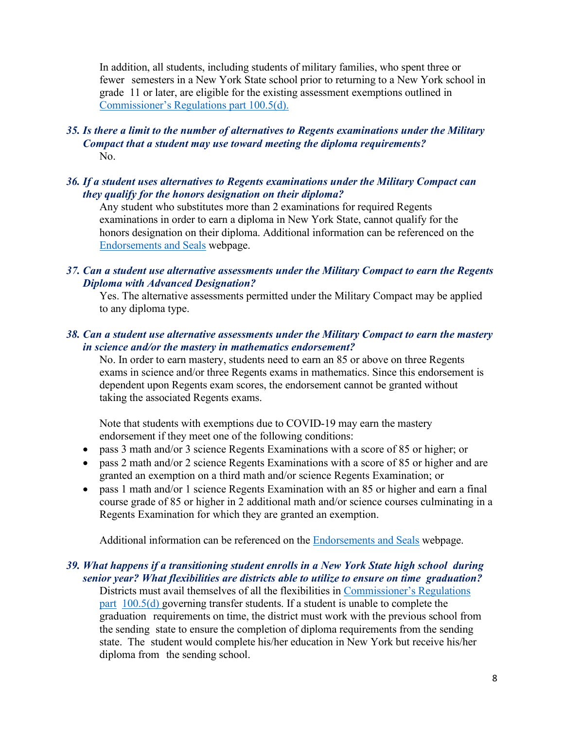In addition, all students, including students of military families, who spent three or fewer semesters in a New York State school prior to returning to a New York school in grade 11 or later, are eligible for the existing assessment exemptions outlined in [Commissioner's Regulations part 100.5(d).]()

***35. Is there a limit to the number of alternatives to Regents examinations under the Military Compact that a student may use toward meeting the diploma requirements?***

No.

***36. If a student uses alternatives to Regents examinations under the Military Compact can they qualify for the honors designation on their diploma?***

Any student who substitutes more than 2 examinations for required Regents examinations in order to earn a diploma in New York State, cannot qualify for the honors designation on their diploma. Additional information can be referenced on the [Endorsements and Seals]() webpage.

***37. Can a student use alternative assessments under the Military Compact to earn the Regents Diploma with Advanced Designation?***

Yes. The alternative assessments permitted under the Military Compact may be applied to any diploma type.

***38. Can a student use alternative assessments under the Military Compact to earn the mastery in science and/or the mastery in mathematics endorsement?***

No. In order to earn mastery, students need to earn an 85 or above on three Regents exams in science and/or three Regents exams in mathematics. Since this endorsement is dependent upon Regents exam scores, the endorsement cannot be granted without taking the associated Regents exams.

Note that students with exemptions due to COVID-19 may earn the mastery endorsement if they meet one of the following conditions:

- pass 3 math and/or 3 science Regents Examinations with a score of 85 or higher; or
- pass 2 math and/or 2 science Regents Examinations with a score of 85 or higher and are granted an exemption on a third math and/or science Regents Examination; or
- pass 1 math and/or 1 science Regents Examination with an 85 or higher and earn a final course grade of 85 or higher in 2 additional math and/or science courses culminating in a Regents Examination for which they are granted an exemption.

Additional information can be referenced on the [Endorsements and Seals]() webpage.

***39. What happens if a transitioning student enrolls in a New York State high school during senior year? What flexibilities are districts able to utilize to ensure on time graduation?***

Districts must avail themselves of all the flexibilities in [Commissioner's Regulations part 100.5(d)]() governing transfer students. If a student is unable to complete the graduation requirements on time, the district must work with the previous school from the sending state to ensure the completion of diploma requirements from the sending state. The student would complete his/her education in New York but receive his/her diploma from the sending school.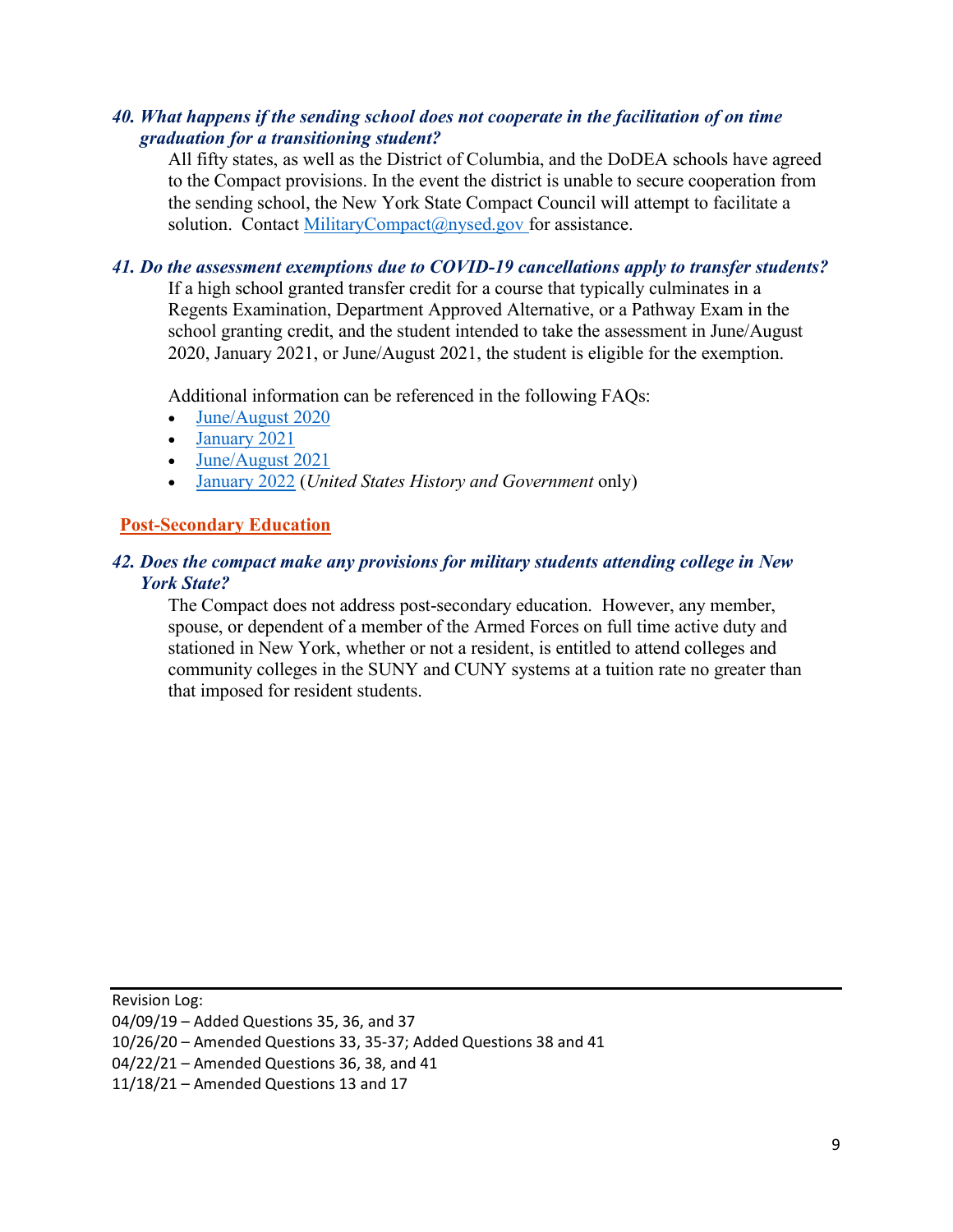### *40. What happens if the sending school does not cooperate in the facilitation of on time graduation for a transitioning student?*

All fifty states, as well as the District of Columbia, and the DoDEA schools have agreed to the Compact provisions. In the event the district is unable to secure cooperation from the sending school, the New York State Compact Council will attempt to facilitate a solution. Contact MilitaryCompact@nysed.gov for assistance.

### *41. Do the assessment exemptions due to COVID-19 cancellations apply to transfer students?*

If a high school granted transfer credit for a course that typically culminates in a Regents Examination, Department Approved Alternative, or a Pathway Exam in the school granting credit, and the student intended to take the assessment in June/August 2020, January 2021, or June/August 2021, the student is eligible for the exemption.

Additional information can be referenced in the following FAQs:

- June/August 2020
- January 2021
- June/August 2021
- January 2022 (*United States History and Government* only)

## Post-Secondary Education

### *42. Does the compact make any provisions for military students attending college in New York State?*

The Compact does not address post-secondary education. However, any member, spouse, or dependent of a member of the Armed Forces on full time active duty and stationed in New York, whether or not a resident, is entitled to attend colleges and community colleges in the SUNY and CUNY systems at a tuition rate no greater than that imposed for resident students.

---

Revision Log:
04/09/19 – Added Questions 35, 36, and 37
10/26/20 – Amended Questions 33, 35-37; Added Questions 38 and 41
04/22/21 – Amended Questions 36, 38, and 41
11/18/21 – Amended Questions 13 and 17